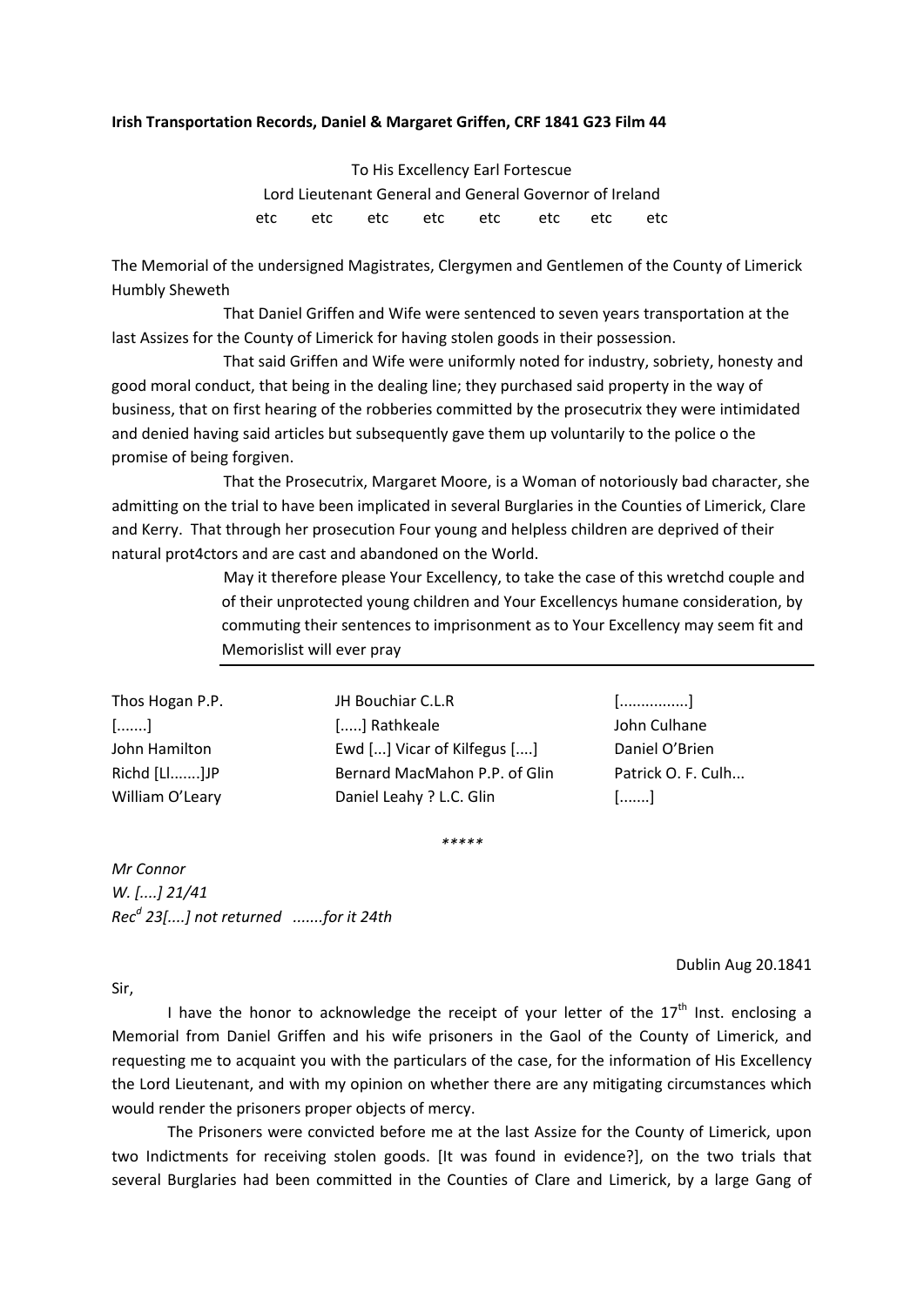**Irish Transportation Records, Daniel & Margaret Griffen, CRF 1841 G23 Film 44**

To His Excellency Earl Fortescue
Lord Lieutenant General and General Governor of Ireland
etc etc etc etc etc etc etc etc

The Memorial of the undersigned Magistrates, Clergymen and Gentlemen of the County of Limerick Humbly Sheweth

That Daniel Griffen and Wife were sentenced to seven years transportation at the last Assizes for the County of Limerick for having stolen goods in their possession.

That said Griffen and Wife were uniformly noted for industry, sobriety, honesty and good moral conduct, that being in the dealing line; they purchased said property in the way of business, that on first hearing of the robberies committed by the prosecutrix they were intimidated and denied having said articles but subsequently gave them up voluntarily to the police o the promise of being forgiven.

That the Prosecutrix, Margaret Moore, is a Woman of notoriously bad character, she admitting on the trial to have been implicated in several Burglaries in the Counties of Limerick, Clare and Kerry. That through her prosecution Four young and helpless children are deprived of their natural prot4ctors and are cast and abandoned on the World.

May it therefore please Your Excellency, to take the case of this wretchd couple and of their unprotected young children and Your Excellencys humane consideration, by commuting their sentences to imprisonment as to Your Excellency may seem fit and Memorislist will ever pray

| | | |
|---|---|---|
| Thos Hogan P.P. | JH Bouchiar C.L.R | [................] |
| [.......] | [.....] Rathkeale | John Culhane |
| John Hamilton | Ewd [...] Vicar of Kilfegus [....] | Daniel O'Brien |
| Richd [Ll.......]JP | Bernard MacMahon P.P. of Glin | Patrick O. F. Culh... |
| William O'Leary | Daniel Leahy ? L.C. Glin | [.......] |

\*\*\*\*\*

*Mr Connor*
*W. [....] 21/41*
*Rec^d 23[....] not returned .......for it 24th*

Dublin Aug 20.1841

Sir,

I have the honor to acknowledge the receipt of your letter of the 17th Inst. enclosing a Memorial from Daniel Griffen and his wife prisoners in the Gaol of the County of Limerick, and requesting me to acquaint you with the particulars of the case, for the information of His Excellency the Lord Lieutenant, and with my opinion on whether there are any mitigating circumstances which would render the prisoners proper objects of mercy.

The Prisoners were convicted before me at the last Assize for the County of Limerick, upon two Indictments for receiving stolen goods. [It was found in evidence?], on the two trials that several Burglaries had been committed in the Counties of Clare and Limerick, by a large Gang of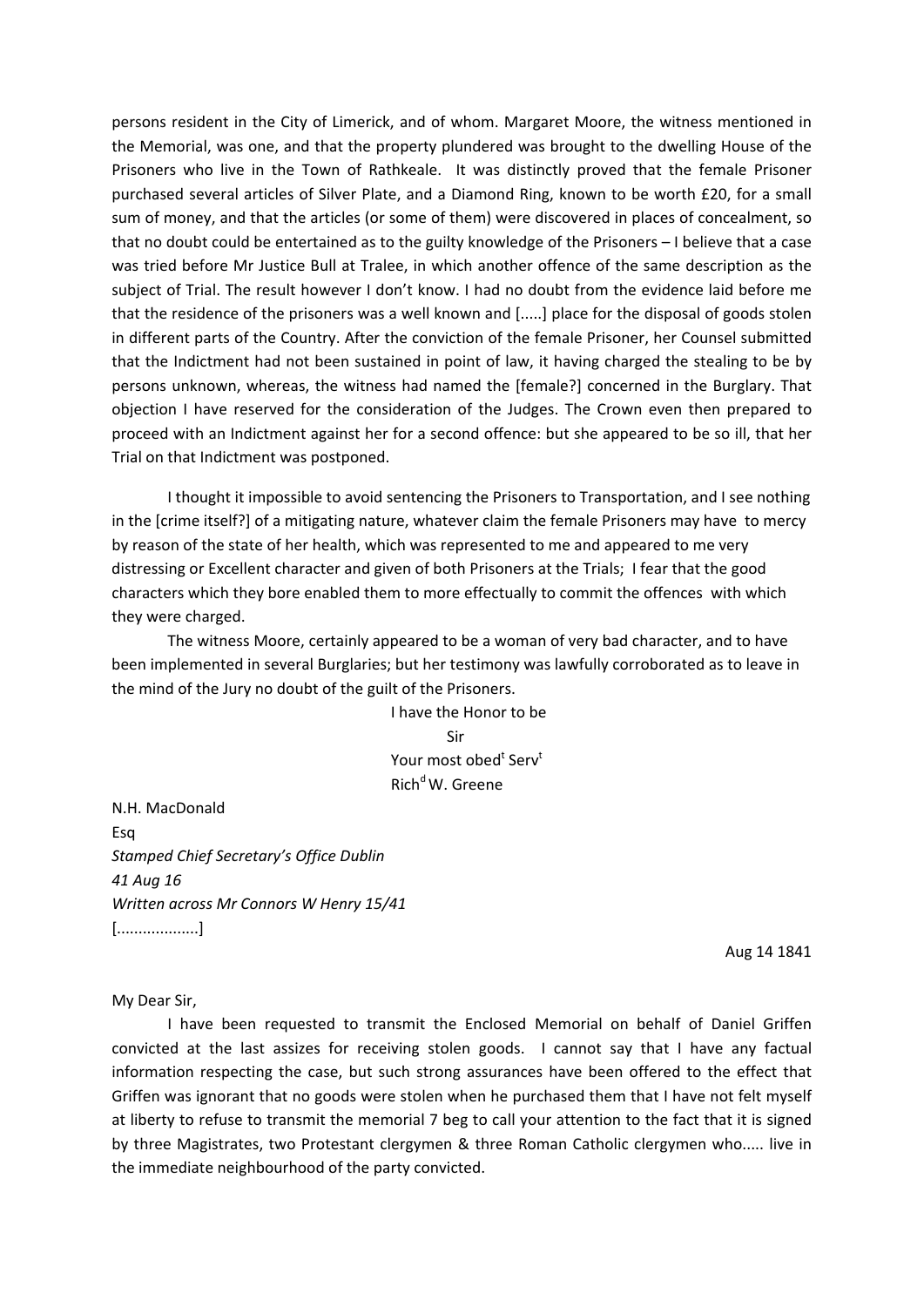persons resident in the City of Limerick, and of whom. Margaret Moore, the witness mentioned in the Memorial, was one, and that the property plundered was brought to the dwelling House of the Prisoners who live in the Town of Rathkeale. It was distinctly proved that the female Prisoner purchased several articles of Silver Plate, and a Diamond Ring, known to be worth £20, for a small sum of money, and that the articles (or some of them) were discovered in places of concealment, so that no doubt could be entertained as to the guilty knowledge of the Prisoners – I believe that a case was tried before Mr Justice Bull at Tralee, in which another offence of the same description as the subject of Trial. The result however I don't know. I had no doubt from the evidence laid before me that the residence of the prisoners was a well known and [.....] place for the disposal of goods stolen in different parts of the Country. After the conviction of the female Prisoner, her Counsel submitted that the Indictment had not been sustained in point of law, it having charged the stealing to be by persons unknown, whereas, the witness had named the [female?] concerned in the Burglary. That objection I have reserved for the consideration of the Judges. The Crown even then prepared to proceed with an Indictment against her for a second offence: but she appeared to be so ill, that her Trial on that Indictment was postponed.

I thought it impossible to avoid sentencing the Prisoners to Transportation, and I see nothing in the [crime itself?] of a mitigating nature, whatever claim the female Prisoners may have to mercy by reason of the state of her health, which was represented to me and appeared to me very distressing or Excellent character and given of both Prisoners at the Trials; I fear that the good characters which they bore enabled them to more effectually to commit the offences with which they were charged.

The witness Moore, certainly appeared to be a woman of very bad character, and to have been implemented in several Burglaries; but her testimony was lawfully corroborated as to leave in the mind of the Jury no doubt of the guilt of the Prisoners.

I have the Honor to be
Sir
Your most obed[t] Serv[t]
Rich[d] W. Greene

N.H. MacDonald
Esq
*Stamped Chief Secretary's Office Dublin*
*41 Aug 16*
*Written across Mr Connors W Henry 15/41*
[..................]

Aug 14 1841

My Dear Sir,

I have been requested to transmit the Enclosed Memorial on behalf of Daniel Griffen convicted at the last assizes for receiving stolen goods. I cannot say that I have any factual information respecting the case, but such strong assurances have been offered to the effect that Griffen was ignorant that no goods were stolen when he purchased them that I have not felt myself at liberty to refuse to transmit the memorial 7 beg to call your attention to the fact that it is signed by three Magistrates, two Protestant clergymen & three Roman Catholic clergymen who..... live in the immediate neighbourhood of the party convicted.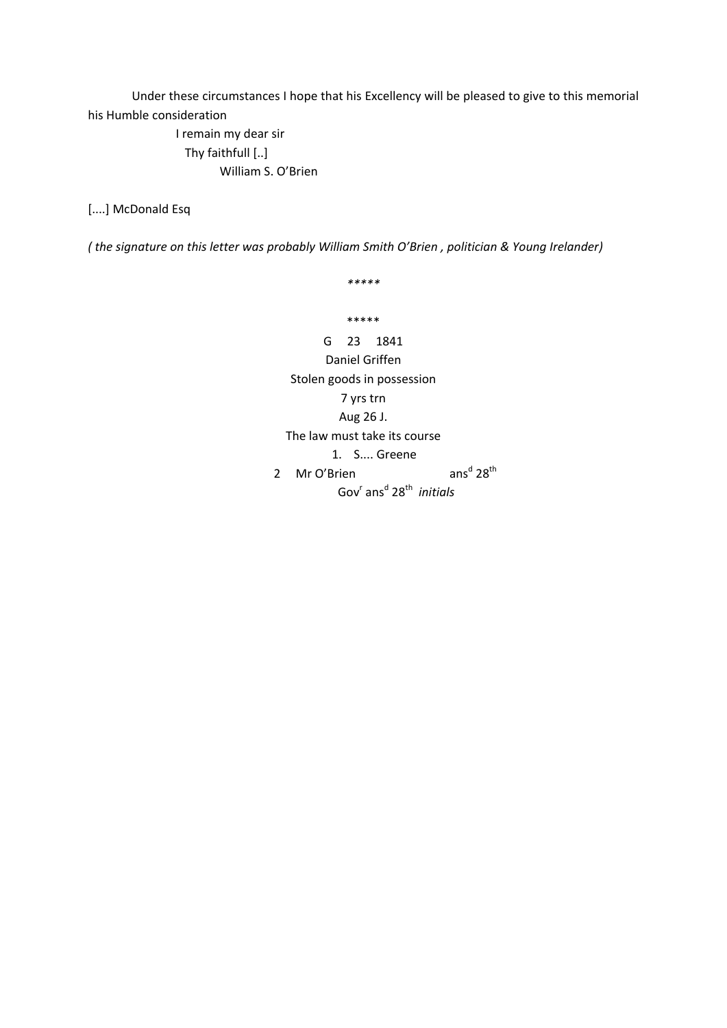Under these circumstances I hope that his Excellency will be pleased to give to this memorial his Humble consideration

I remain my dear sir
Thy faithfull [..]
William S. O'Brien

[....] McDonald Esq

*( the signature on this letter was probably William Smith O'Brien , politician & Young Irelander)*

*\*\*\*\*\**

\*\*\*\*\*

G 23 1841
Daniel Griffen
Stolen goods in possession
7 yrs trn
Aug 26 J.
The law must take its course

1. S.... Greene
2. Mr O'Brien ans[d] 28[th]

Gov[r] ans[d] 28[th] *initials*